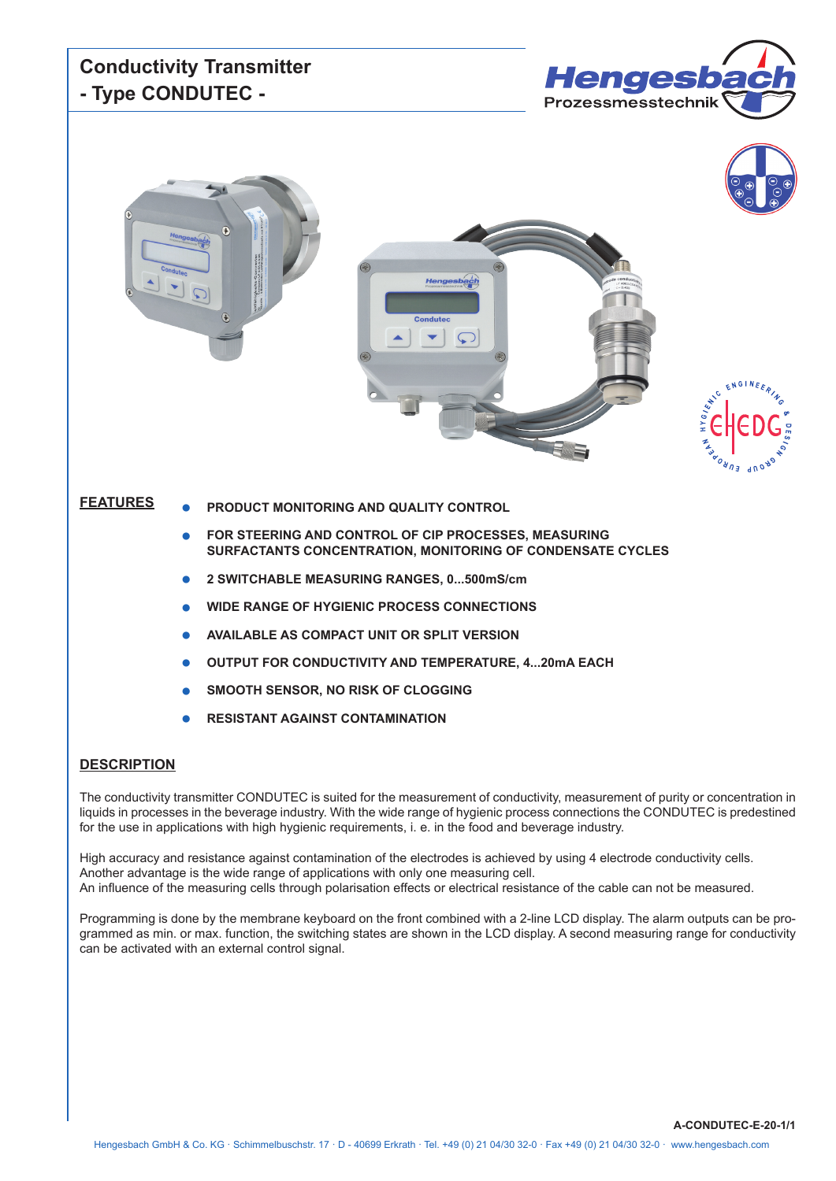# Conductivity Transmitter - Type CONDUTEC -

## FEATURES

- PRODUCT MONITORING AND QUALITY CONTROL
- FOR STEERING AND CONTROL OF CIP PROCESSES, MEASURING SURFACTANTS CONCENTRATION, MONITORING OF CONDENSATE CYCLES
- 2 SWITCHABLE MEASURING RANGES, 0...500mS/cm
- WIDE RANGE OF HYGIENIC PROCESS CONNECTIONS
- AVAILABLE AS COMPACT UNIT OR SPLIT VERSION
- OUTPUT FOR CONDUCTIVITY AND TEMPERATURE, 4...20mA EACH
- SMOOTH SENSOR, NO RISK OF CLOGGING
- RESISTANT AGAINST CONTAMINATION

## DESCRIPTION

The conductivity transmitter CONDUTEC is suited for the measurement of conductivity, measurement of purity or concentration in liquids in processes in the beverage industry. With the wide range of hygienic process connections the CONDUTEC is predestined for the use in applications with high hygienic requirements, i. e. in the food and beverage industry.

High accuracy and resistance against contamination of the electrodes is achieved by using 4 electrode conductivity cells. Another advantage is the wide range of applications with only one measuring cell.
An influence of the measuring cells through polarisation effects or electrical resistance of the cable can not be measured.

Programming is done by the membrane keyboard on the front combined with a 2-line LCD display. The alarm outputs can be programmed as min. or max. function, the switching states are shown in the LCD display. A second measuring range for conductivity can be activated with an external control signal.

A-CONDUTEC-E-20-1/1

Hengesbach GmbH & Co. KG · Schimmelbuschstr. 17 · D - 40699 Erkrath · Tel. +49 (0) 21 04/30 32-0 · Fax +49 (0) 21 04/30 32-0 · www.hengesbach.com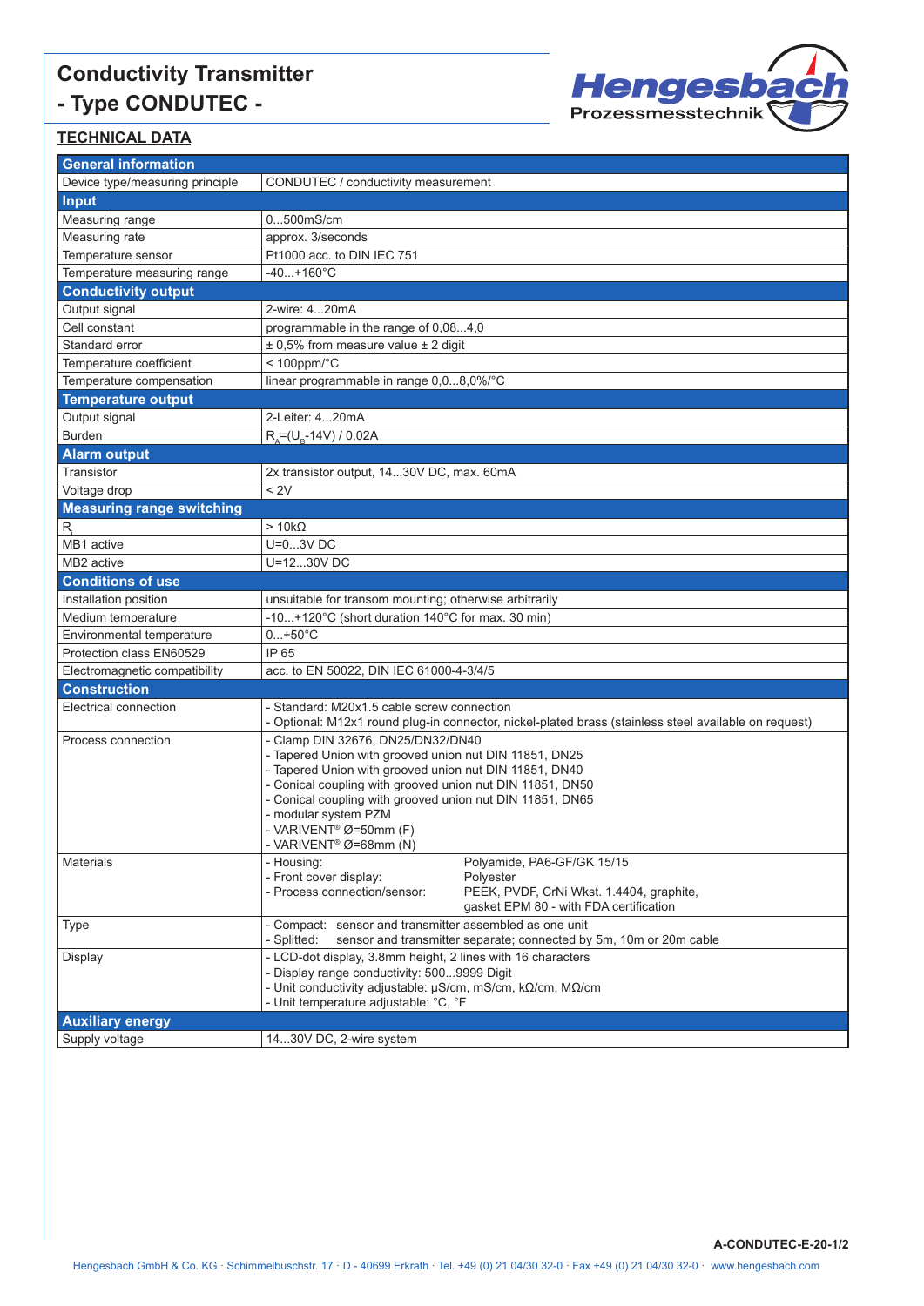# Conductivity Transmitter
# - Type CONDUTEC -

## TECHNICAL DATA

| **General information** | |
|---|---|
| Device type/measuring principle | CONDUTEC / conductivity measurement |
| **Input** | |
| Measuring range | 0...500mS/cm |
| Measuring rate | approx. 3/seconds |
| Temperature sensor | Pt1000 acc. to DIN IEC 751 |
| Temperature measuring range | -40...+160°C |
| **Conductivity output** | |
| Output signal | 2-wire: 4...20mA |
| Cell constant | programmable in the range of 0,08...4,0 |
| Standard error | ± 0,5% from measure value ± 2 digit |
| Temperature coefficient | < 100ppm/°C |
| Temperature compensation | linear programmable in range 0,0...8,0%/°C |
| **Temperature output** | |
| Output signal | 2-Leiter: 4...20mA |
| Burden | $R_A$=($U_B$-14V) / 0,02A |
| **Alarm output** | |
| Transistor | 2x transistor output, 14...30V DC, max. 60mA |
| Voltage drop | < 2V |
| **Measuring range switching** | |
| $R_i$ | > 10kΩ |
| MB1 active | U=0...3V DC |
| MB2 active | U=12...30V DC |
| **Conditions of use** | |
| Installation position | unsuitable for transom mounting; otherwise arbitrarily |
| Medium temperature | -10...+120°C (short duration 140°C for max. 30 min) |
| Environmental temperature | 0...+50°C |
| Protection class EN60529 | IP 65 |
| Electromagnetic compatibility | acc. to EN 50022, DIN IEC 61000-4-3/4/5 |
| **Construction** | |
| Electrical connection | - Standard: M20x1.5 cable screw connection<br>- Optional: M12x1 round plug-in connector, nickel-plated brass (stainless steel available on request) |
| Process connection | - Clamp DIN 32676, DN25/DN32/DN40<br>- Tapered Union with grooved union nut DIN 11851, DN25<br>- Tapered Union with grooved union nut DIN 11851, DN40<br>- Conical coupling with grooved union nut DIN 11851, DN50<br>- Conical coupling with grooved union nut DIN 11851, DN65<br>- modular system PZM<br>- VARIVENT® Ø=50mm (F)<br>- VARIVENT® Ø=68mm (N) |
| Materials | - Housing: Polyamide, PA6-GF/GK 15/15<br>- Front cover display: Polyester<br>- Process connection/sensor: PEEK, PVDF, CrNi Wkst. 1.4404, graphite, gasket EPM 80 - with FDA certification |
| Type | - Compact: sensor and transmitter assembled as one unit<br>- Splitted: sensor and transmitter separate; connected by 5m, 10m or 20m cable |
| Display | - LCD-dot display, 3.8mm height, 2 lines with 16 characters<br>- Display range conductivity: 500...9999 Digit<br>- Unit conductivity adjustable: µS/cm, mS/cm, kΩ/cm, MΩ/cm<br>- Unit temperature adjustable: °C, °F |
| **Auxiliary energy** | |
| Supply voltage | 14...30V DC, 2-wire system |

A-CONDUTEC-E-20-1/2

Hengesbach GmbH & Co. KG · Schimmelbuschstr. 17 · D - 40699 Erkrath · Tel. +49 (0) 21 04/30 32-0 · Fax +49 (0) 21 04/30 32-0 · www.hengesbach.com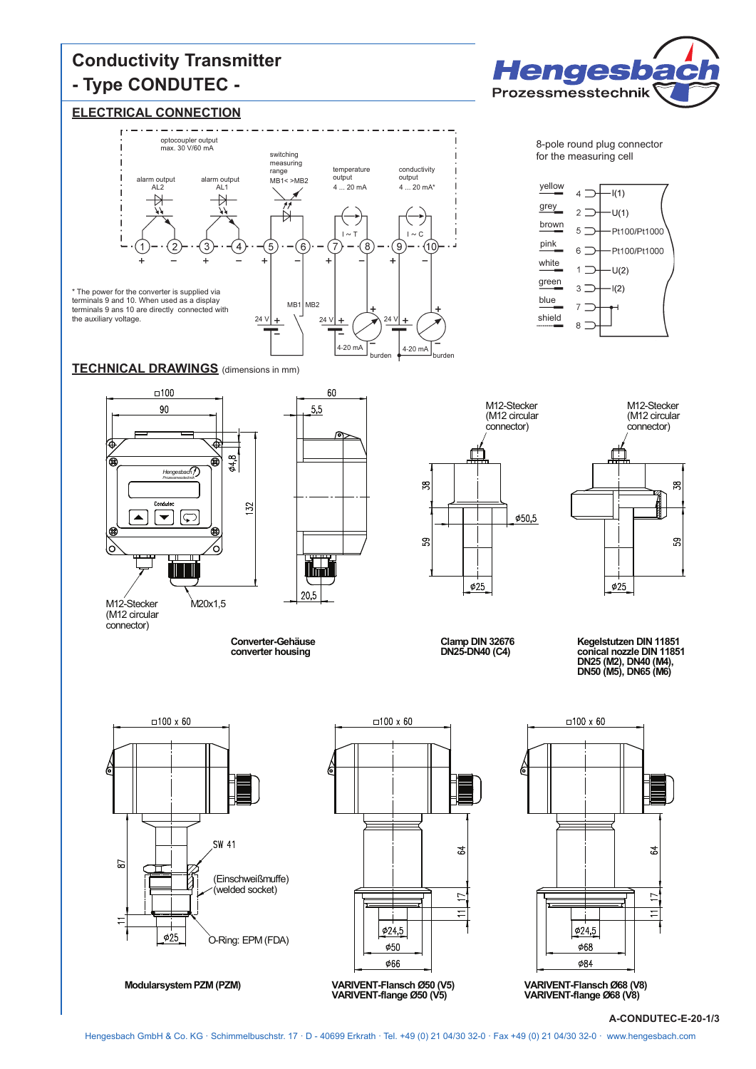# Conductivity Transmitter - Type CONDUTEC -

## ELECTRICAL CONNECTION

optocoupler output max. 30 V/60 mA

alarm output AL2

alarm output AL1

switching measuring range MB1< >MB2

temperature output 4 ... 20 mA

conductivity output 4 ... 20 mA*

* The power for the converter is supplied via terminals 9 and 10. When used as a display terminals 9 ans 10 are directly connected with the auxiliary voltage.

8-pole round plug connector for the measuring cell

| Colour | Pin | Signal |
|---|---|---|
| yellow | 4 | I(1) |
| grey | 2 | U(1) |
| brown | 5 | Pt100/Pt1000 |
| pink | 6 | Pt100/Pt1000 |
| white | 1 | U(2) |
| green | 3 | I(2) |
| blue | 7 | |
| shield | 8 | |

## TECHNICAL DRAWINGS (dimensions in mm)

M12-Stecker (M12 circular connector)

M20x1,5

**Converter-Gehäuse converter housing**

**Clamp DIN 32676 DN25-DN40 (C4)**

**Kegelstutzen DIN 11851 conical nozzle DIN 11851 DN25 (M2), DN40 (M4), DN50 (M5), DN65 (M6)**

SW 41

(Einschweißmuffe) (welded socket)

O-Ring: EPM (FDA)

**Modularsystem PZM (PZM)**

**VARIVENT-Flansch Ø50 (V5) VARIVENT-flange Ø50 (V5)**

**VARIVENT-Flansch Ø68 (V8) VARIVENT-flange Ø68 (V8)**

A-CONDUTEC-E-20-1/3

Hengesbach GmbH & Co. KG · Schimmelbuschstr. 17 · D - 40699 Erkrath · Tel. +49 (0) 21 04/30 32-0 · Fax +49 (0) 21 04/30 32-0 · www.hengesbach.com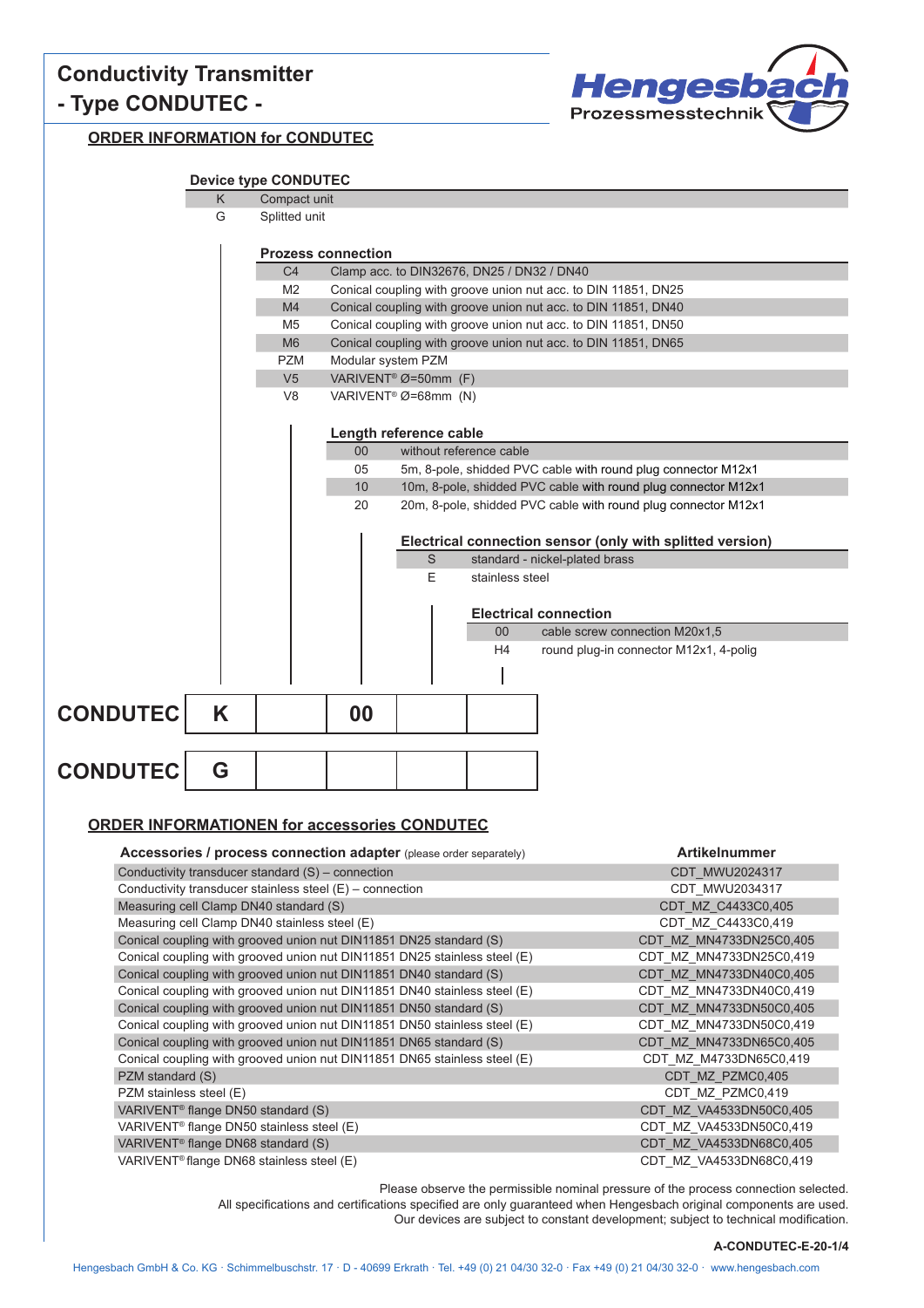# Conductivity Transmitter - Type CONDUTEC -

Hengesbach Prozessmesstechnik

## ORDER INFORMATION for CONDUTEC

### Device type CONDUTEC

| | |
|---|---|
| K | Compact unit |
| G | Splitted unit |

### Prozess connection

| | |
|---|---|
| C4 | Clamp acc. to DIN32676, DN25 / DN32 / DN40 |
| M2 | Conical coupling with groove union nut acc. to DIN 11851, DN25 |
| M4 | Conical coupling with groove union nut acc. to DIN 11851, DN40 |
| M5 | Conical coupling with groove union nut acc. to DIN 11851, DN50 |
| M6 | Conical coupling with groove union nut acc. to DIN 11851, DN65 |
| PZM | Modular system PZM |
| V5 | VARIVENT® Ø=50mm (F) |
| V8 | VARIVENT® Ø=68mm (N) |

### Length reference cable

| | |
|---|---|
| 00 | without reference cable |
| 05 | 5m, 8-pole, shidded PVC cable with round plug connector M12x1 |
| 10 | 10m, 8-pole, shidded PVC cable with round plug connector M12x1 |
| 20 | 20m, 8-pole, shidded PVC cable with round plug connector M12x1 |

### Electrical connection sensor (only with splitted version)

| | |
|---|---|
| S | standard - nickel-plated brass |
| E | stainless steel |

### Electrical connection

| | |
|---|---|
| 00 | cable screw connection M20x1,5 |
| H4 | round plug-in connector M12x1, 4-polig |

| | | | | | |
|---|---|---|---|---|---|
| **CONDUTEC** | **K** | | **00** | | |
| **CONDUTEC** | **G** | | | | |

## ORDER INFORMATIONEN for accessories CONDUTEC

| **Accessories / process connection adapter** (please order separately) | **Artikelnummer** |
|---|---|
| Conductivity transducer standard (S) – connection | CDT_MWU2024317 |
| Conductivity transducer stainless steel (E) – connection | CDT_MWU2034317 |
| Measuring cell Clamp DN40 standard (S) | CDT_MZ_C4433C0,405 |
| Measuring cell Clamp DN40 stainless steel (E) | CDT_MZ_C4433C0,419 |
| Conical coupling with grooved union nut DIN11851 DN25 standard (S) | CDT_MZ_MN4733DN25C0,405 |
| Conical coupling with grooved union nut DIN11851 DN25 stainless steel (E) | CDT_MZ_MN4733DN25C0,419 |
| Conical coupling with grooved union nut DIN11851 DN40 standard (S) | CDT_MZ_MN4733DN40C0,405 |
| Conical coupling with grooved union nut DIN11851 DN40 stainless steel (E) | CDT_MZ_MN4733DN40C0,419 |
| Conical coupling with grooved union nut DIN11851 DN50 standard (S) | CDT_MZ_MN4733DN50C0,405 |
| Conical coupling with grooved union nut DIN11851 DN50 stainless steel (E) | CDT_MZ_MN4733DN50C0,419 |
| Conical coupling with grooved union nut DIN11851 DN65 standard (S) | CDT_MZ_MN4733DN65C0,405 |
| Conical coupling with grooved union nut DIN11851 DN65 stainless steel (E) | CDT_MZ_M4733DN65C0,419 |
| PZM standard (S) | CDT_MZ_PZMC0,405 |
| PZM stainless steel (E) | CDT_MZ_PZMC0,419 |
| VARIVENT® flange DN50 standard (S) | CDT_MZ_VA4533DN50C0,405 |
| VARIVENT® flange DN50 stainless steel (E) | CDT_MZ_VA4533DN50C0,419 |
| VARIVENT® flange DN68 standard (S) | CDT_MZ_VA4533DN68C0,405 |
| VARIVENT® flange DN68 stainless steel (E) | CDT_MZ_VA4533DN68C0,419 |

Please observe the permissible nominal pressure of the process connection selected.
All specifications and certifications specified are only guaranteed when Hengesbach original components are used.
Our devices are subject to constant development; subject to technical modification.

**A-CONDUTEC-E-20-1/4**

Hengesbach GmbH & Co. KG · Schimmelbuschstr. 17 · D - 40699 Erkrath · Tel. +49 (0) 21 04/30 32-0 · Fax +49 (0) 21 04/30 32-0 · www.hengesbach.com